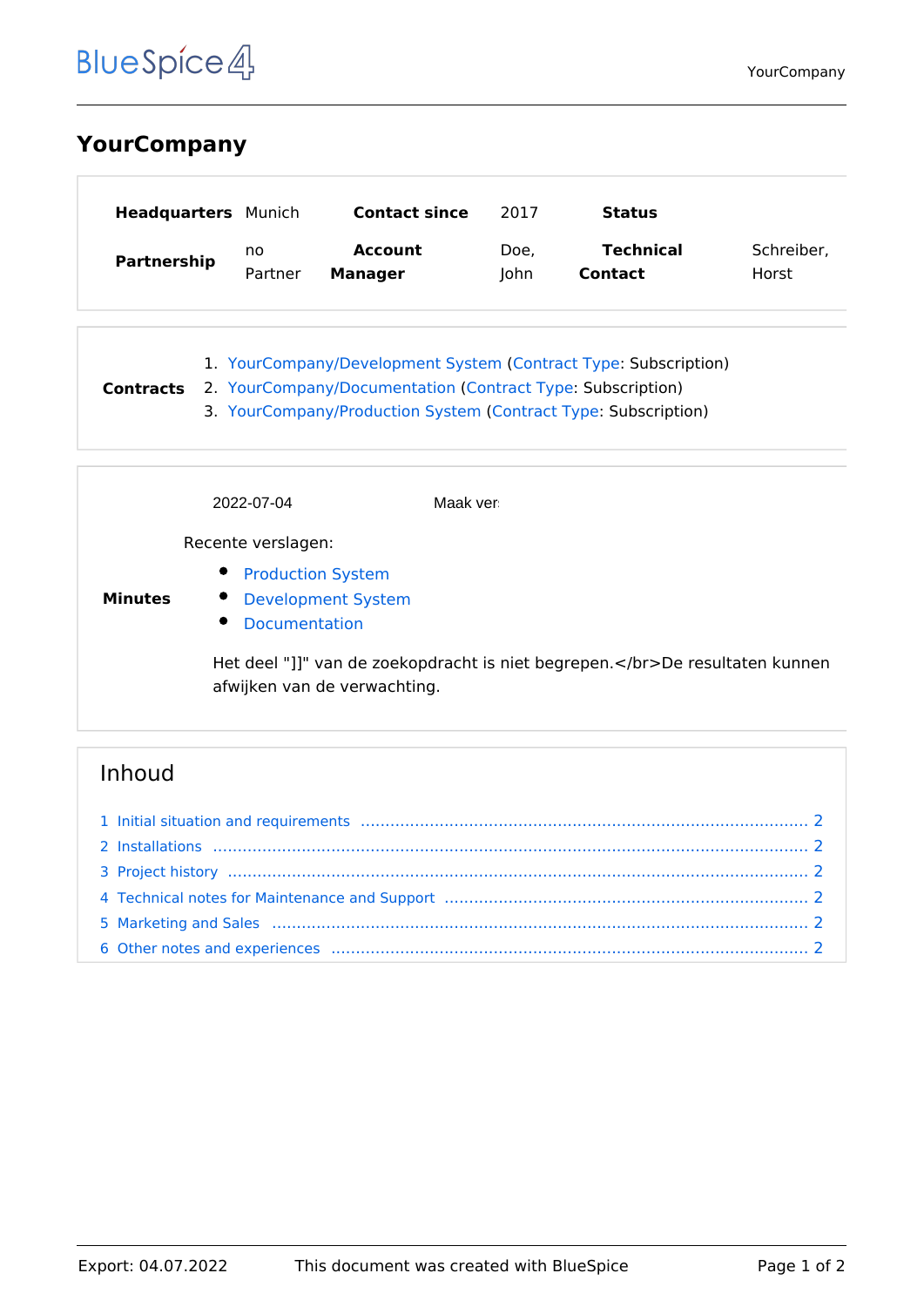# YourCompany

| Headquarters | Munich | Contact since | 2017 | Status | |
|---|---|---|---|---|---|
| Partnership | no Partner | Account Manager | Doe, John | Technical Contact | Schreiber, Horst |

**Contracts**

1. YourCompany/Development System (Contract Type: Subscription)
2. YourCompany/Documentation (Contract Type: Subscription)
3. YourCompany/Production System (Contract Type: Subscription)

**Minutes**

2022-07-04 Maak ver

Recente verslagen:

- Production System
- Development System
- Documentation

Het deel "]]" van de zoekopdracht is niet begrepen.</br>De resultaten kunnen afwijken van de verwachting.

## Inhoud

1 Initial situation and requirements ... 2
2 Installations ... 2
3 Project history ... 2
4 Technical notes for Maintenance and Support ... 2
5 Marketing and Sales ... 2
6 Other notes and experiences ... 2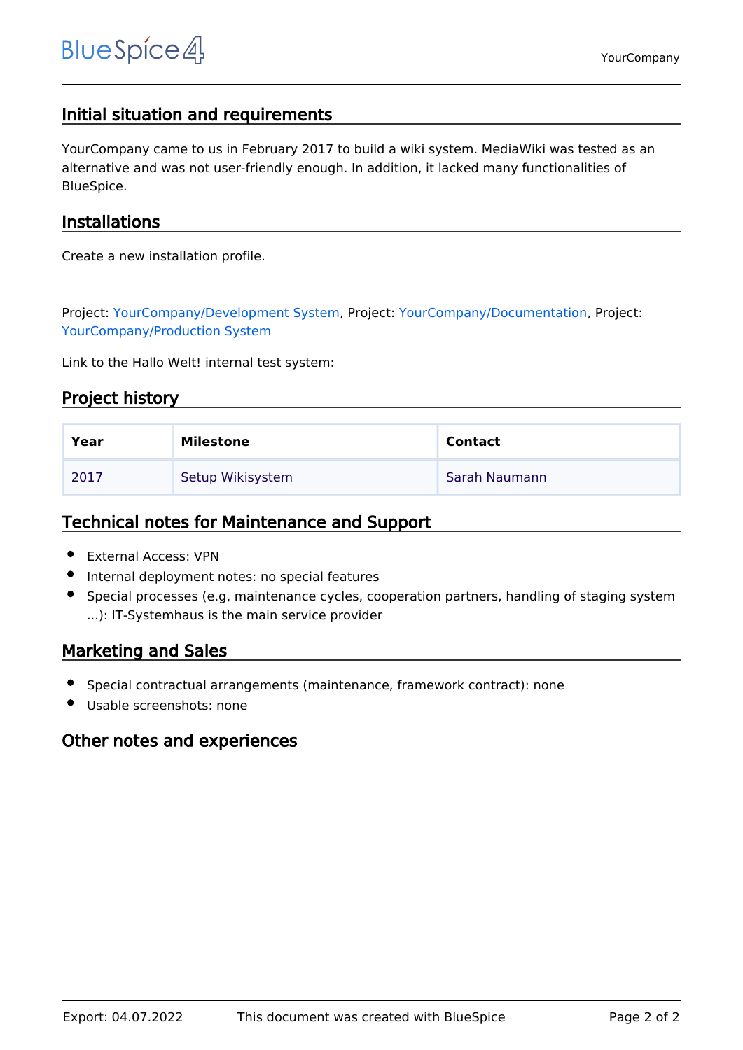## Initial situation and requirements

YourCompany came to us in February 2017 to build a wiki system. MediaWiki was tested as an alternative and was not user-friendly enough. In addition, it lacked many functionalities of BlueSpice.

## Installations

Create a new installation profile.

Project: YourCompany/Development System, Project: YourCompany/Documentation, Project: YourCompany/Production System

Link to the Hallo Welt! internal test system:

## Project history

| Year | Milestone | Contact |
|---|---|---|
| 2017 | Setup Wikisystem | Sarah Naumann |

## Technical notes for Maintenance and Support

- External Access: VPN
- Internal deployment notes: no special features
- Special processes (e.g, maintenance cycles, cooperation partners, handling of staging system ...): IT-Systemhaus is the main service provider

## Marketing and Sales

- Special contractual arrangements (maintenance, framework contract): none
- Usable screenshots: none

## Other notes and experiences